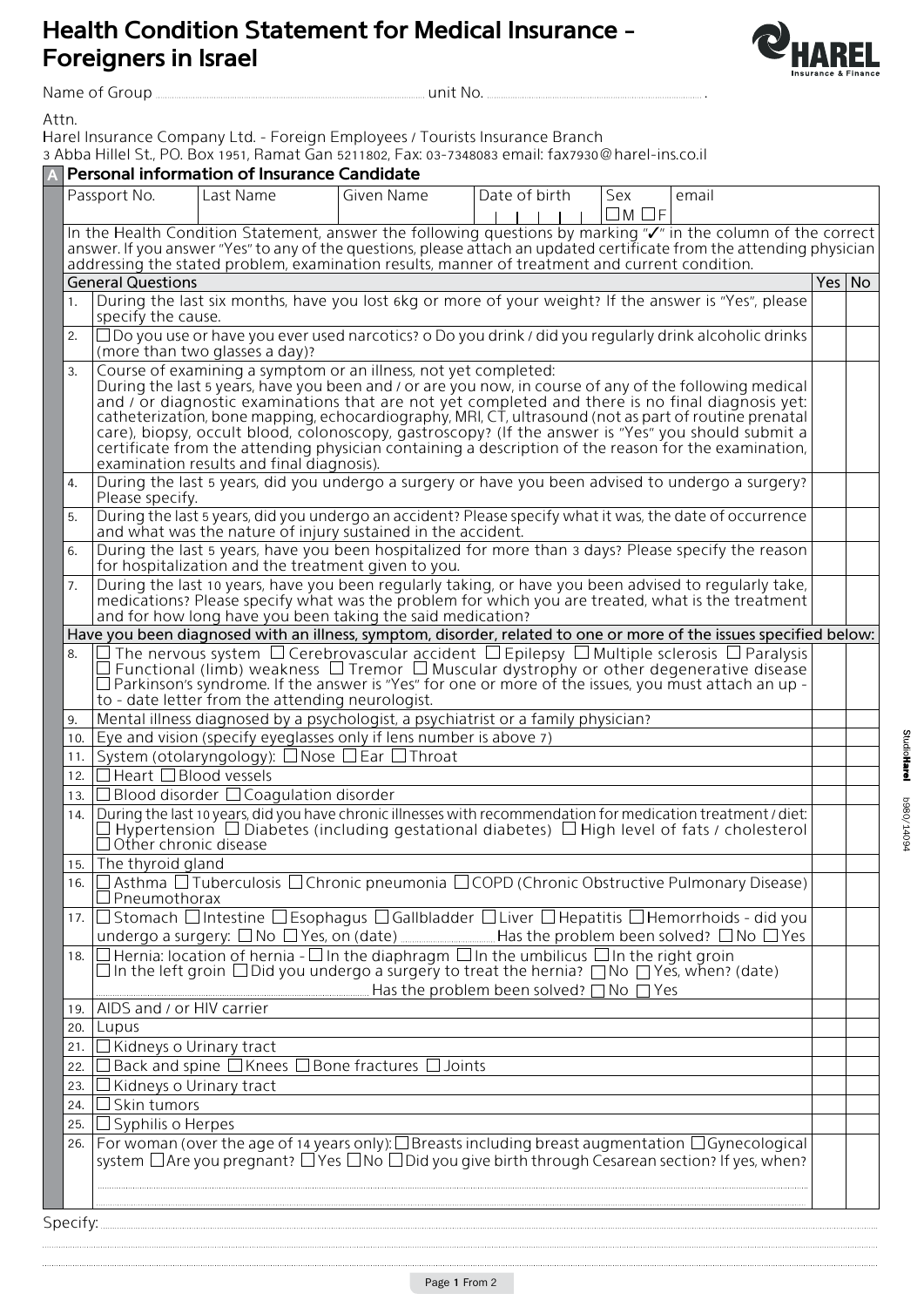# Health Condition Statement for Medical Insurance - Foreigners in Israel

**HAREL** Insurance & Finance

Name of Group .................................................... unit No. .................................................... .

Attn.
Harel Insurance Company Ltd. - Foreign Employees / Tourists Insurance Branch
3 Abba Hillel St., PO. Box 1951, Ramat Gan 5211802, Fax: 03-7348083 email: fax7930@harel-ins.co.il

## A Personal information of Insurance Candidate

| Passport No. | Last Name | Given Name | Date of birth | Sex | email |
|---|---|---|---|---|---|
| | | | \| \| \| \| \| | ☐ M ☐ F | |

In the Health Condition Statement, answer the following questions by marking "✓" in the column of the correct answer. If you answer "Yes" to any of the questions, please attach an updated certificate from the attending physician addressing the stated problem, examination results, manner of treatment and current condition.

| | General Questions | Yes | No |
|---|---|---|---|
| 1. | During the last six months, have you lost 6kg or more of your weight? If the answer is "Yes", please specify the cause. | | |
| 2. | ☐ Do you use or have you ever used narcotics? o Do you drink / did you regularly drink alcoholic drinks (more than two glasses a day)? | | |
| 3. | Course of examining a symptom or an illness, not yet completed: During the last 5 years, have you been and / or are you now, in course of any of the following medical and / or diagnostic examinations that are not yet completed and there is no final diagnosis yet: catheterization, bone mapping, echocardiography, MRI, CT, ultrasound (not as part of routine prenatal care), biopsy, occult blood, colonoscopy, gastroscopy? (If the answer is "Yes" you should submit a certificate from the attending physician containing a description of the reason for the examination, examination results and final diagnosis). | | |
| 4. | During the last 5 years, did you undergo a surgery or have you been advised to undergo a surgery? Please specify. | | |
| 5. | During the last 5 years, did you undergo an accident? Please specify what it was, the date of occurrence and what was the nature of injury sustained in the accident. | | |
| 6. | During the last 5 years, have you been hospitalized for more than 3 days? Please specify the reason for hospitalization and the treatment given to you. | | |
| 7. | During the last 10 years, have you been regularly taking, or have you been advised to regularly take, medications? Please specify what was the problem for which you are treated, what is the treatment and for how long have you been taking the said medication? | | |
| | **Have you been diagnosed with an illness, symptom, disorder, related to one or more of the issues specified below:** | | |
| 8. | ☐ The nervous system ☐ Cerebrovascular accident ☐ Epilepsy ☐ Multiple sclerosis ☐ Paralysis ☐ Functional (limb) weakness ☐ Tremor ☐ Muscular dystrophy or other degenerative disease ☐ Parkinson's syndrome. If the answer is "Yes" for one or more of the issues, you must attach an up-to-date letter from the attending neurologist. | | |
| 9. | Mental illness diagnosed by a psychologist, a psychiatrist or a family physician? | | |
| 10. | Eye and vision (specify eyeglasses only if lens number is above 7) | | |
| 11. | System (otolaryngology): ☐ Nose ☐ Ear ☐ Throat | | |
| 12. | ☐ Heart ☐ Blood vessels | | |
| 13. | ☐ Blood disorder ☐ Coagulation disorder | | |
| 14. | During the last 10 years, did you have chronic illnesses with recommendation for medication treatment / diet: ☐ Hypertension ☐ Diabetes (including gestational diabetes) ☐ High level of fats / cholesterol ☐ Other chronic disease | | |
| 15. | The thyroid gland | | |
| 16. | ☐ Asthma ☐ Tuberculosis ☐ Chronic pneumonia ☐ COPD (Chronic Obstructive Pulmonary Disease) ☐ Pneumothorax | | |
| 17. | ☐ Stomach ☐ Intestine ☐ Esophagus ☐ Gallbladder ☐ Liver ☐ Hepatitis ☐ Hemorrhoids - did you undergo a surgery: ☐ No ☐ Yes, on (date) .................... Has the problem been solved? ☐ No ☐ Yes | | |
| 18. | ☐ Hernia: location of hernia - ☐ In the diaphragm ☐ In the umbilicus ☐ In the right groin ☐ In the left groin ☐ Did you undergo a surgery to treat the hernia? ☐ No ☐ Yes, when? (date) .................... Has the problem been solved? ☐ No ☐ Yes | | |
| 19. | AIDS and / or HIV carrier | | |
| 20. | Lupus | | |
| 21. | ☐ Kidneys o Urinary tract | | |
| 22. | ☐ Back and spine ☐ Knees ☐ Bone fractures ☐ Joints | | |
| 23. | ☐ Kidneys o Urinary tract | | |
| 24. | ☐ Skin tumors | | |
| 25. | ☐ Syphilis o Herpes | | |
| 26. | For woman (over the age of 14 years only): ☐ Breasts including breast augmentation ☐ Gynecological system ☐ Are you pregnant? ☐ Yes ☐ No ☐ Did you give birth through Cesarean section? If yes, when? .................... | | |

Specify: ....................................................................................................

....................................................................................................

StudioHarel b960/14094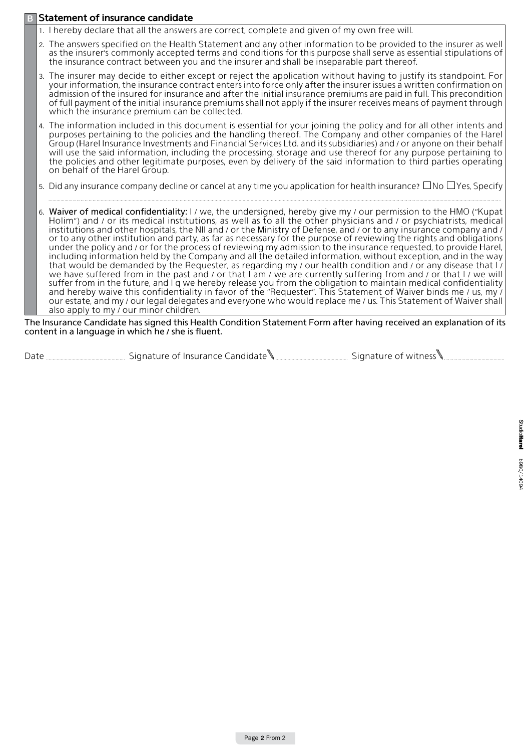## B Statement of insurance candidate

1. I hereby declare that all the answers are correct, complete and given of my own free will.
2. The answers specified on the Health Statement and any other information to be provided to the insurer as well as the insurer's commonly accepted terms and conditions for this purpose shall serve as essential stipulations of the insurance contract between you and the insurer and shall be inseparable part thereof.
3. The insurer may decide to either except or reject the application without having to justify its standpoint. For your information, the insurance contract enters into force only after the insurer issues a written confirmation on admission of the insured for insurance and after the initial insurance premiums are paid in full. This precondition of full payment of the initial insurance premiums shall not apply if the insurer receives means of payment through which the insurance premium can be collected.
4. The information included in this document is essential for your joining the policy and for all other intents and purposes pertaining to the policies and the handling thereof. The Company and other companies of the Harel Group (Harel Insurance Investments and Financial Services Ltd. and its subsidiaries) and / or anyone on their behalf will use the said information, including the processing, storage and use thereof for any purpose pertaining to the policies and other legitimate purposes, even by delivery of the said information to third parties operating on behalf of the Harel Group.
5. Did any insurance company decline or cancel at any time you application for health insurance? ☐No ☐Yes, Specify

   ..........................................................................................................................................

6. **Waiver of medical confidentiality:** I / we, the undersigned, hereby give my / our permission to the HMO ("Kupat Holim") and / or its medical institutions, as well as to all the other physicians and / or psychiatrists, medical institutions and other hospitals, the NII and / or the Ministry of Defense, and / or to any insurance company and / or to any other institution and party, as far as necessary for the purpose of reviewing the rights and obligations under the policy and / or for the process of reviewing my admission to the insurance requested, to provide Harel, including information held by the Company and all the detailed information, without exception, and in the way that would be demanded by the Requester, as regarding my / our health condition and / or any disease that I / we have suffered from in the past and / or that I am / we are currently suffering from and / or that I / we will suffer from in the future, and I q we hereby release you from the obligation to maintain medical confidentiality and hereby waive this confidentiality in favor of the "Requester". This Statement of Waiver binds me / us, my / our estate, and my / our legal delegates and everyone who would replace me / us. This Statement of Waiver shall also apply to my / our minor children.

The Insurance Candidate has signed this Health Condition Statement Form after having received an explanation of its content in a language in which he / she is fluent.

Date .................... Signature of Insurance Candidate .................... Signature of witness ....................

StudioHarel b980/14094